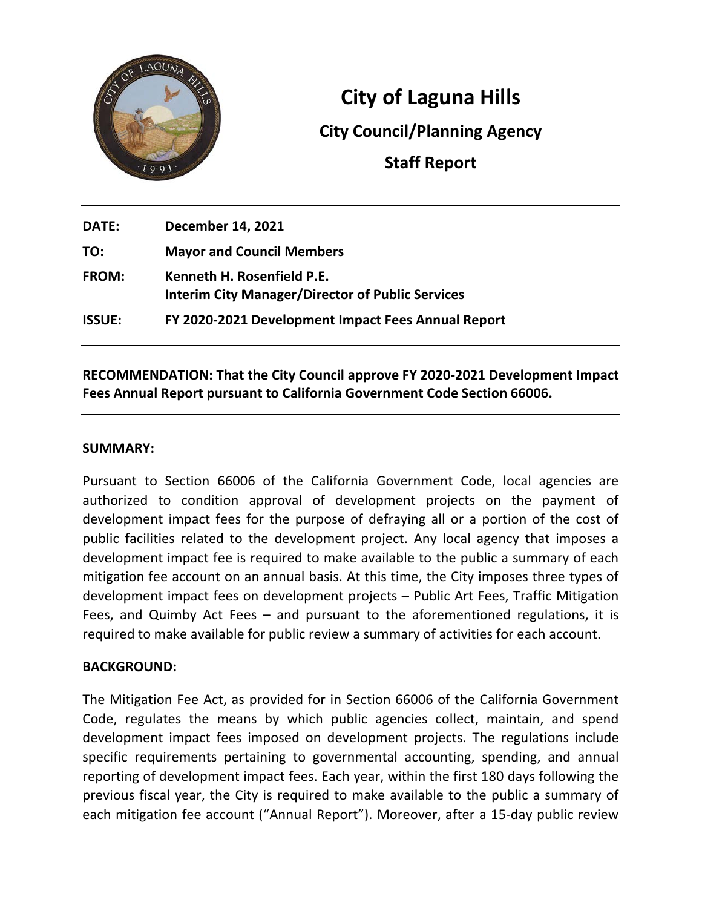# City of Laguna Hills

## City Council/Planning Agency

## Staff Report

---

| | |
|---|---|
| **DATE:** | **December 14, 2021** |
| **TO:** | **Mayor and Council Members** |
| **FROM:** | **Kenneth H. Rosenfield P.E.**<br>**Interim City Manager/Director of Public Services** |
| **ISSUE:** | **FY 2020-2021 Development Impact Fees Annual Report** |

---

**RECOMMENDATION: That the City Council approve FY 2020-2021 Development Impact Fees Annual Report pursuant to California Government Code Section 66006.**

---

### SUMMARY:

Pursuant to Section 66006 of the California Government Code, local agencies are authorized to condition approval of development projects on the payment of development impact fees for the purpose of defraying all or a portion of the cost of public facilities related to the development project. Any local agency that imposes a development impact fee is required to make available to the public a summary of each mitigation fee account on an annual basis. At this time, the City imposes three types of development impact fees on development projects – Public Art Fees, Traffic Mitigation Fees, and Quimby Act Fees – and pursuant to the aforementioned regulations, it is required to make available for public review a summary of activities for each account.

### BACKGROUND:

The Mitigation Fee Act, as provided for in Section 66006 of the California Government Code, regulates the means by which public agencies collect, maintain, and spend development impact fees imposed on development projects. The regulations include specific requirements pertaining to governmental accounting, spending, and annual reporting of development impact fees. Each year, within the first 180 days following the previous fiscal year, the City is required to make available to the public a summary of each mitigation fee account ("Annual Report"). Moreover, after a 15-day public review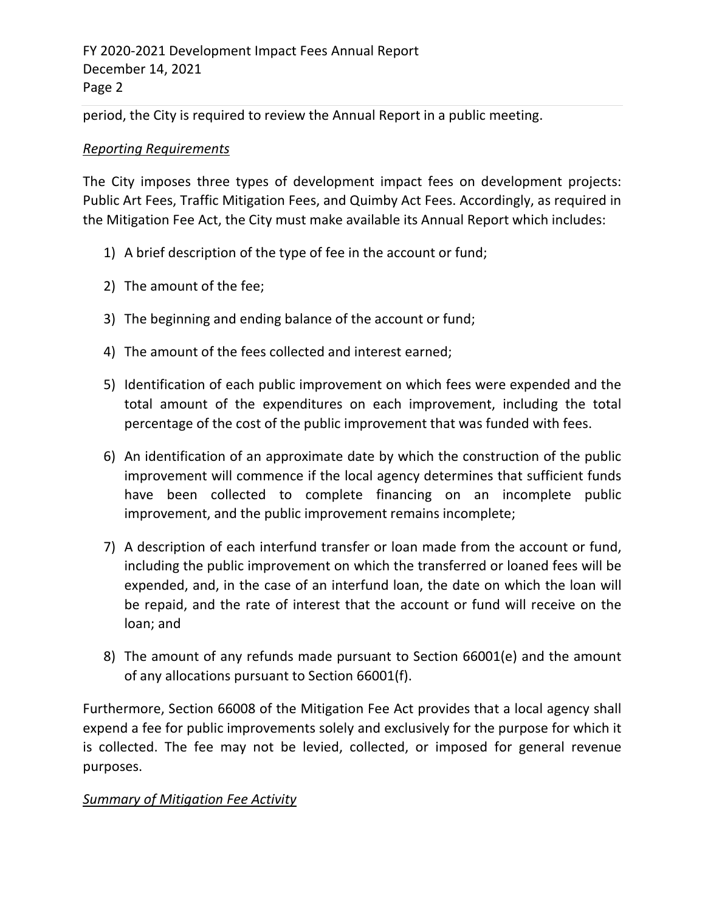period, the City is required to review the Annual Report in a public meeting.

*Reporting Requirements*

The City imposes three types of development impact fees on development projects: Public Art Fees, Traffic Mitigation Fees, and Quimby Act Fees. Accordingly, as required in the Mitigation Fee Act, the City must make available its Annual Report which includes:

1) A brief description of the type of fee in the account or fund;

2) The amount of the fee;

3) The beginning and ending balance of the account or fund;

4) The amount of the fees collected and interest earned;

5) Identification of each public improvement on which fees were expended and the total amount of the expenditures on each improvement, including the total percentage of the cost of the public improvement that was funded with fees.

6) An identification of an approximate date by which the construction of the public improvement will commence if the local agency determines that sufficient funds have been collected to complete financing on an incomplete public improvement, and the public improvement remains incomplete;

7) A description of each interfund transfer or loan made from the account or fund, including the public improvement on which the transferred or loaned fees will be expended, and, in the case of an interfund loan, the date on which the loan will be repaid, and the rate of interest that the account or fund will receive on the loan; and

8) The amount of any refunds made pursuant to Section 66001(e) and the amount of any allocations pursuant to Section 66001(f).

Furthermore, Section 66008 of the Mitigation Fee Act provides that a local agency shall expend a fee for public improvements solely and exclusively for the purpose for which it is collected. The fee may not be levied, collected, or imposed for general revenue purposes.

*Summary of Mitigation Fee Activity*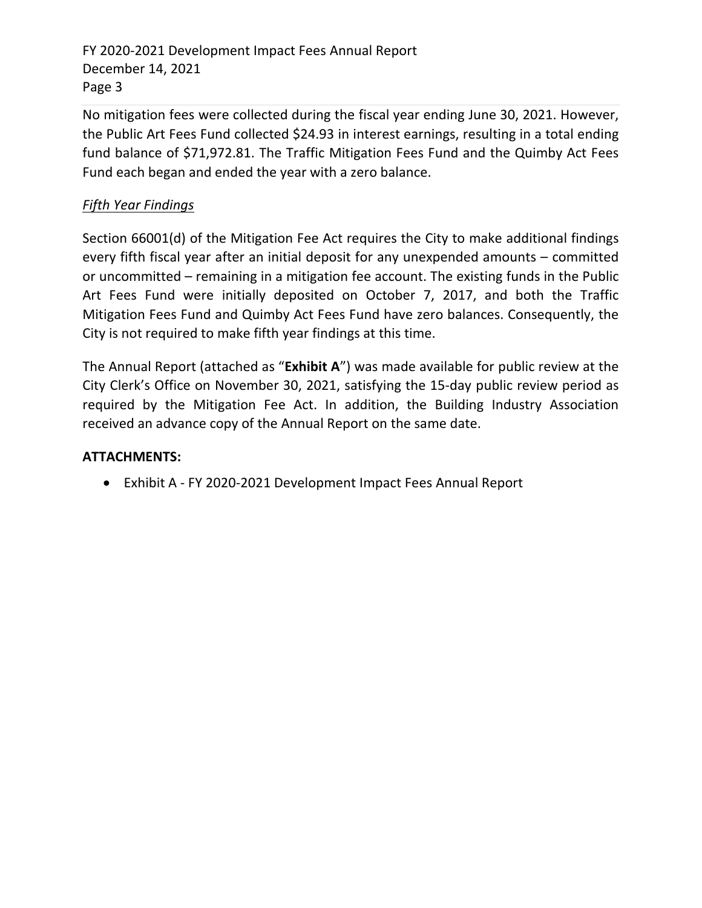No mitigation fees were collected during the fiscal year ending June 30, 2021. However, the Public Art Fees Fund collected $24.93 in interest earnings, resulting in a total ending fund balance of $71,972.81. The Traffic Mitigation Fees Fund and the Quimby Act Fees Fund each began and ended the year with a zero balance.

*Fifth Year Findings*

Section 66001(d) of the Mitigation Fee Act requires the City to make additional findings every fifth fiscal year after an initial deposit for any unexpended amounts – committed or uncommitted – remaining in a mitigation fee account. The existing funds in the Public Art Fees Fund were initially deposited on October 7, 2017, and both the Traffic Mitigation Fees Fund and Quimby Act Fees Fund have zero balances. Consequently, the City is not required to make fifth year findings at this time.

The Annual Report (attached as "**Exhibit A**") was made available for public review at the City Clerk's Office on November 30, 2021, satisfying the 15-day public review period as required by the Mitigation Fee Act. In addition, the Building Industry Association received an advance copy of the Annual Report on the same date.

**ATTACHMENTS:**

- Exhibit A - FY 2020-2021 Development Impact Fees Annual Report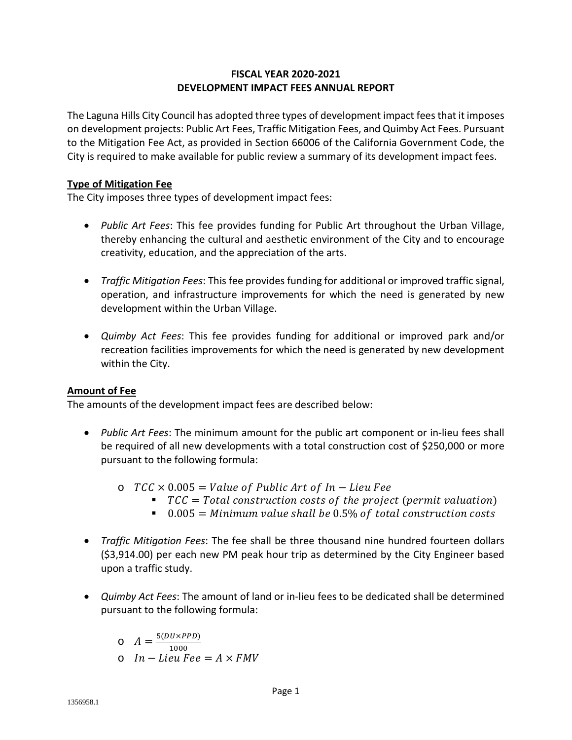# FISCAL YEAR 2020-2021
# DEVELOPMENT IMPACT FEES ANNUAL REPORT

The Laguna Hills City Council has adopted three types of development impact fees that it imposes on development projects: Public Art Fees, Traffic Mitigation Fees, and Quimby Act Fees. Pursuant to the Mitigation Fee Act, as provided in Section 66006 of the California Government Code, the City is required to make available for public review a summary of its development impact fees.

## Type of Mitigation Fee

The City imposes three types of development impact fees:

- *Public Art Fees*: This fee provides funding for Public Art throughout the Urban Village, thereby enhancing the cultural and aesthetic environment of the City and to encourage creativity, education, and the appreciation of the arts.

- *Traffic Mitigation Fees*: This fee provides funding for additional or improved traffic signal, operation, and infrastructure improvements for which the need is generated by new development within the Urban Village.

- *Quimby Act Fees*: This fee provides funding for additional or improved park and/or recreation facilities improvements for which the need is generated by new development within the City.

## Amount of Fee

The amounts of the development impact fees are described below:

- *Public Art Fees*: The minimum amount for the public art component or in-lieu fees shall be required of all new developments with a total construction cost of $250,000 or more pursuant to the following formula:
  - $TCC \times 0.005 = Value\ of\ Public\ Art\ of\ In-Lieu\ Fee$
    - $TCC = Total\ construction\ costs\ of\ the\ project\ (permit\ valuation)$
    - $0.005 = Minimum\ value\ shall\ be\ 0.5\%\ of\ total\ construction\ costs$

- *Traffic Mitigation Fees*: The fee shall be three thousand nine hundred fourteen dollars ($3,914.00) per each new PM peak hour trip as determined by the City Engineer based upon a traffic study.

- *Quimby Act Fees*: The amount of land or in-lieu fees to be dedicated shall be determined pursuant to the following formula:
  - $A = \frac{5(DU \times PPD)}{1000}$
  - $In-Lieu\ Fee = A \times FMV$

1356958.1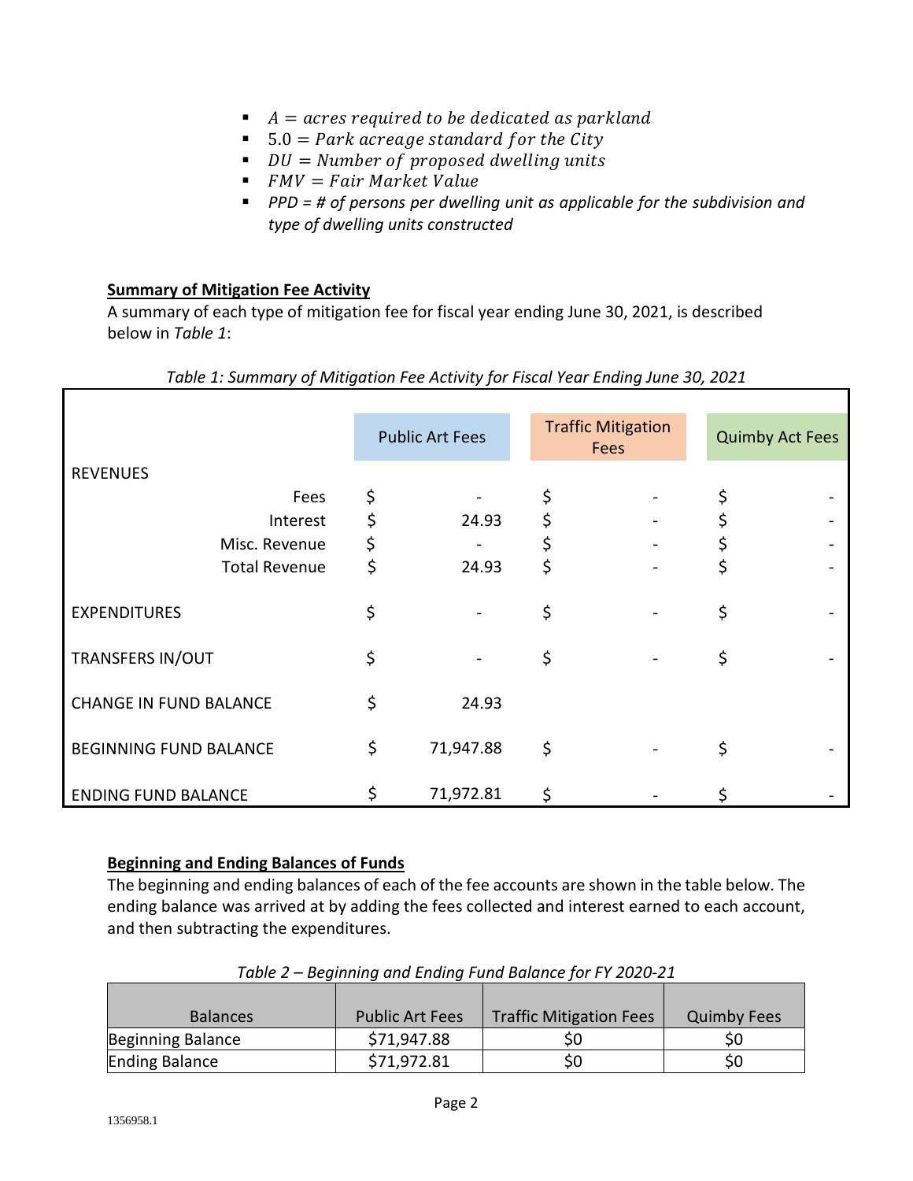- $A = acres\ required\ to\ be\ dedicated\ as\ parkland$
- $5.0 = Park\ acreage\ standard\ for\ the\ City$
- $DU = Number\ of\ proposed\ dwelling\ units$
- $FMV = Fair\ Market\ Value$
- *PPD = # of persons per dwelling unit as applicable for the subdivision and type of dwelling units constructed*

**Summary of Mitigation Fee Activity**

A summary of each type of mitigation fee for fiscal year ending June 30, 2021, is described below in *Table 1*:

*Table 1: Summary of Mitigation Fee Activity for Fiscal Year Ending June 30, 2021*

| | Public Art Fees | Traffic Mitigation Fees | Quimby Act Fees |
|---|---|---|---|
| REVENUES | | | |
| Fees | $ - | $ - | $ - |
| Interest | $ 24.93 | $ - | $ - |
| Misc. Revenue | $ - | $ - | $ - |
| Total Revenue | $ 24.93 | $ - | $ - |
| EXPENDITURES | $ - | $ - | $ - |
| TRANSFERS IN/OUT | $ - | $ - | $ - |
| CHANGE IN FUND BALANCE | $ 24.93 | | |
| BEGINNING FUND BALANCE | $ 71,947.88 | $ - | $ - |
| ENDING FUND BALANCE | $ 71,972.81 | $ - | $ - |

**Beginning and Ending Balances of Funds**

The beginning and ending balances of each of the fee accounts are shown in the table below. The ending balance was arrived at by adding the fees collected and interest earned to each account, and then subtracting the expenditures.

*Table 2 – Beginning and Ending Fund Balance for FY 2020-21*

| Balances | Public Art Fees | Traffic Mitigation Fees | Quimby Fees |
|---|---|---|---|
| Beginning Balance | $71,947.88 | $0 | $0 |
| Ending Balance | $71,972.81 | $0 | $0 |

1356958.1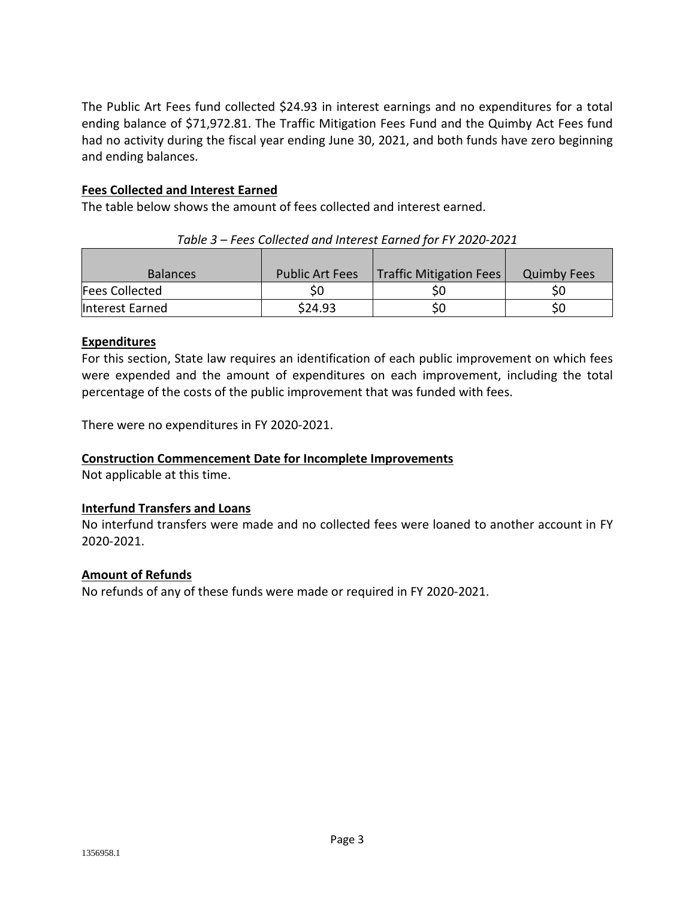The Public Art Fees fund collected $24.93 in interest earnings and no expenditures for a total ending balance of $71,972.81. The Traffic Mitigation Fees Fund and the Quimby Act Fees fund had no activity during the fiscal year ending June 30, 2021, and both funds have zero beginning and ending balances.

**Fees Collected and Interest Earned**

The table below shows the amount of fees collected and interest earned.

*Table 3 – Fees Collected and Interest Earned for FY 2020-2021*

| Balances | Public Art Fees | Traffic Mitigation Fees | Quimby Fees |
|---|---|---|---|
| Fees Collected | $0 | $0 | $0 |
| Interest Earned | $24.93 | $0 | $0 |

**Expenditures**

For this section, State law requires an identification of each public improvement on which fees were expended and the amount of expenditures on each improvement, including the total percentage of the costs of the public improvement that was funded with fees.

There were no expenditures in FY 2020-2021.

**Construction Commencement Date for Incomplete Improvements**

Not applicable at this time.

**Interfund Transfers and Loans**

No interfund transfers were made and no collected fees were loaned to another account in FY 2020-2021.

**Amount of Refunds**

No refunds of any of these funds were made or required in FY 2020-2021.

1356958.1